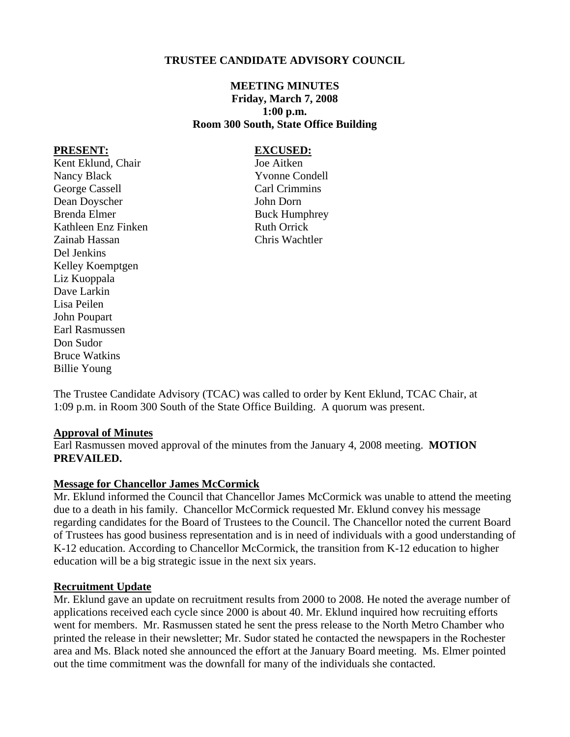# TRUSTEE CANDIDATE ADVISORY COUNCIL

## MEETING MINUTES
**Friday, March 7, 2008**
**1:00 p.m.**
**Room 300 South, State Office Building**

**PRESENT:**
Kent Eklund, Chair
Nancy Black
George Cassell
Dean Doyscher
Brenda Elmer
Kathleen Enz Finken
Zainab Hassan
Del Jenkins
Kelley Koemptgen
Liz Kuoppala
Dave Larkin
Lisa Peilen
John Poupart
Earl Rasmussen
Don Sudor
Bruce Watkins
Billie Young

**EXCUSED:**
Joe Aitken
Yvonne Condell
Carl Crimmins
John Dorn
Buck Humphrey
Ruth Orrick
Chris Wachtler

The Trustee Candidate Advisory (TCAC) was called to order by Kent Eklund, TCAC Chair, at 1:09 p.m. in Room 300 South of the State Office Building. A quorum was present.

### Approval of Minutes

Earl Rasmussen moved approval of the minutes from the January 4, 2008 meeting. **MOTION PREVAILED.**

### Message for Chancellor James McCormick

Mr. Eklund informed the Council that Chancellor James McCormick was unable to attend the meeting due to a death in his family. Chancellor McCormick requested Mr. Eklund convey his message regarding candidates for the Board of Trustees to the Council. The Chancellor noted the current Board of Trustees has good business representation and is in need of individuals with a good understanding of K-12 education. According to Chancellor McCormick, the transition from K-12 education to higher education will be a big strategic issue in the next six years.

### Recruitment Update

Mr. Eklund gave an update on recruitment results from 2000 to 2008. He noted the average number of applications received each cycle since 2000 is about 40. Mr. Eklund inquired how recruiting efforts went for members. Mr. Rasmussen stated he sent the press release to the North Metro Chamber who printed the release in their newsletter; Mr. Sudor stated he contacted the newspapers in the Rochester area and Ms. Black noted she announced the effort at the January Board meeting. Ms. Elmer pointed out the time commitment was the downfall for many of the individuals she contacted.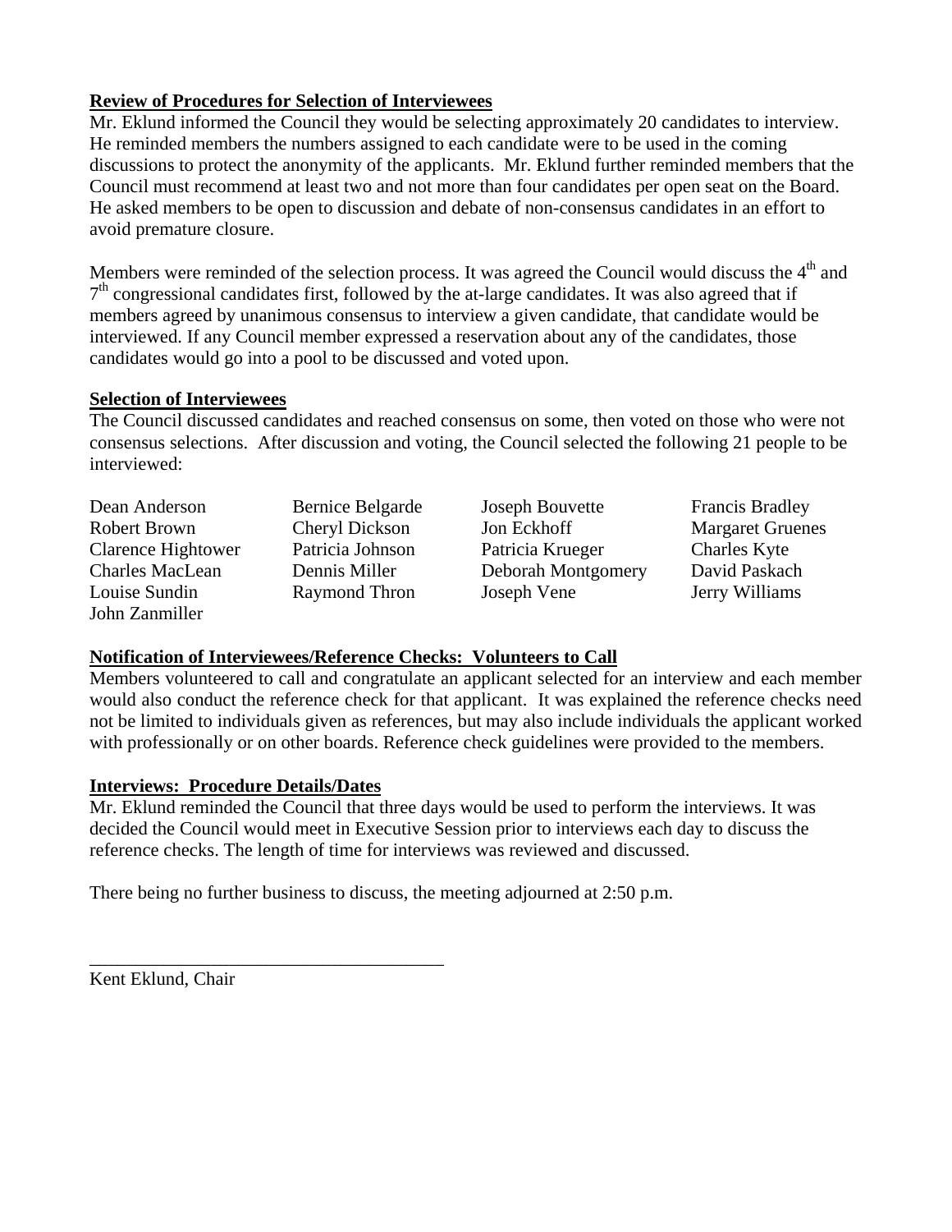**Review of Procedures for Selection of Interviewees**

Mr. Eklund informed the Council they would be selecting approximately 20 candidates to interview. He reminded members the numbers assigned to each candidate were to be used in the coming discussions to protect the anonymity of the applicants. Mr. Eklund further reminded members that the Council must recommend at least two and not more than four candidates per open seat on the Board. He asked members to be open to discussion and debate of non-consensus candidates in an effort to avoid premature closure.

Members were reminded of the selection process. It was agreed the Council would discuss the 4th and 7th congressional candidates first, followed by the at-large candidates. It was also agreed that if members agreed by unanimous consensus to interview a given candidate, that candidate would be interviewed. If any Council member expressed a reservation about any of the candidates, those candidates would go into a pool to be discussed and voted upon.

**Selection of Interviewees**

The Council discussed candidates and reached consensus on some, then voted on those who were not consensus selections. After discussion and voting, the Council selected the following 21 people to be interviewed:

| | | | |
|---|---|---|---|
| Dean Anderson | Bernice Belgarde | Joseph Bouvette | Francis Bradley |
| Robert Brown | Cheryl Dickson | Jon Eckhoff | Margaret Gruenes |
| Clarence Hightower | Patricia Johnson | Patricia Krueger | Charles Kyte |
| Charles MacLean | Dennis Miller | Deborah Montgomery | David Paskach |
| Louise Sundin | Raymond Thron | Joseph Vene | Jerry Williams |
| John Zanmiller | | | |

**Notification of Interviewees/Reference Checks: Volunteers to Call**

Members volunteered to call and congratulate an applicant selected for an interview and each member would also conduct the reference check for that applicant. It was explained the reference checks need not be limited to individuals given as references, but may also include individuals the applicant worked with professionally or on other boards. Reference check guidelines were provided to the members.

**Interviews: Procedure Details/Dates**

Mr. Eklund reminded the Council that three days would be used to perform the interviews. It was decided the Council would meet in Executive Session prior to interviews each day to discuss the reference checks. The length of time for interviews was reviewed and discussed.

There being no further business to discuss, the meeting adjourned at 2:50 p.m.

\_\_\_\_\_\_\_\_\_\_\_\_\_\_\_\_\_\_\_\_\_\_\_\_\_\_\_\_\_\_\_\_\_\_\_\_\_\_

Kent Eklund, Chair